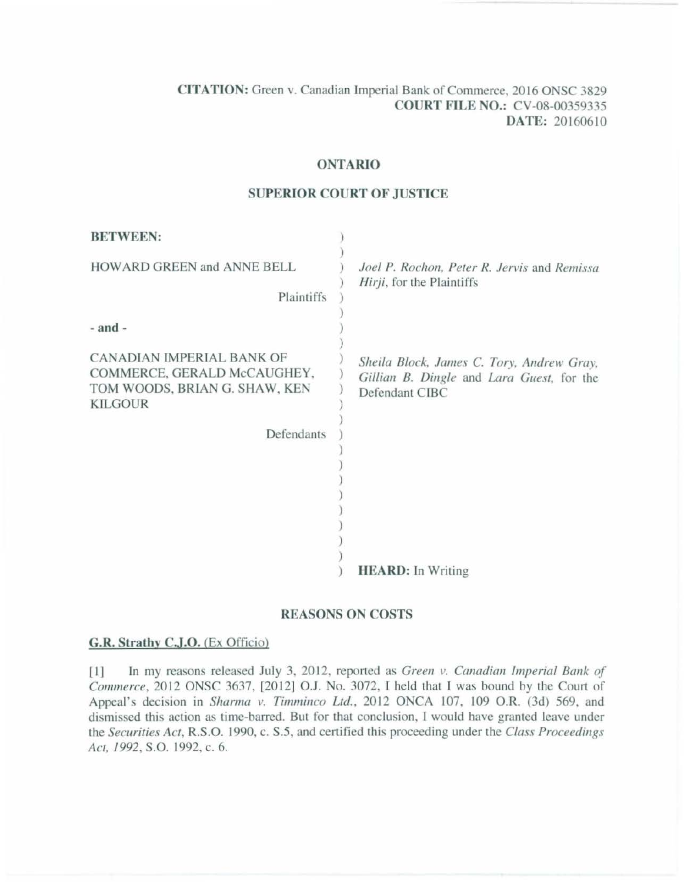**CITATION:** Green v. Canadian Imperial Bank of Commerce, 2016 ONSC 3829
**COURT FILE NO.:** CV-08-00359335
**DATE:** 20160610

**ONTARIO**

**SUPERIOR COURT OF JUSTICE**

| | |
|---|---|
| **BETWEEN:** | |
| HOWARD GREEN and ANNE BELL<br>Plaintiffs | *Joel P. Rochon, Peter R. Jervis* and *Remissa Hirji*, for the Plaintiffs |
| **- and -** | |
| CANADIAN IMPERIAL BANK OF COMMERCE, GERALD McCAUGHEY, TOM WOODS, BRIAN G. SHAW, KEN KILGOUR<br>Defendants | *Sheila Block, James C. Tory, Andrew Gray, Gillian B. Dingle* and *Lara Guest*, for the Defendant CIBC |
| | **HEARD:** In Writing |

**REASONS ON COSTS**

**G.R. Strathy C.J.O.** (Ex Officio)

[1] In my reasons released July 3, 2012, reported as *Green v. Canadian Imperial Bank of Commerce*, 2012 ONSC 3637, [2012] O.J. No. 3072, I held that I was bound by the Court of Appeal's decision in *Sharma v. Timminco Ltd.*, 2012 ONCA 107, 109 O.R. (3d) 569, and dismissed this action as time-barred. But for that conclusion, I would have granted leave under the *Securities Act*, R.S.O. 1990, c. S.5, and certified this proceeding under the *Class Proceedings Act, 1992*, S.O. 1992, c. 6.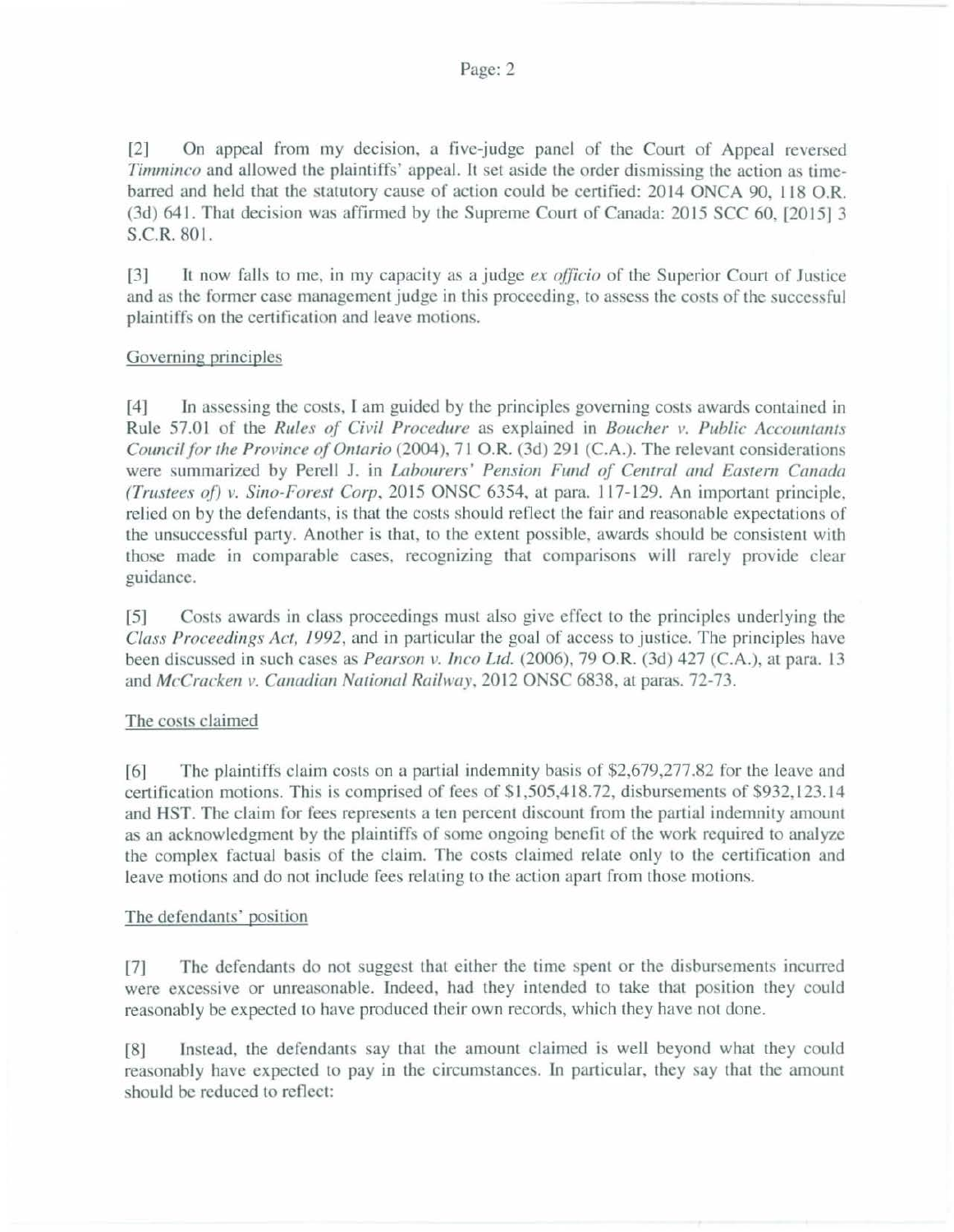[2] On appeal from my decision, a five-judge panel of the Court of Appeal reversed *Timminco* and allowed the plaintiffs' appeal. It set aside the order dismissing the action as time-barred and held that the statutory cause of action could be certified: 2014 ONCA 90, 118 O.R. (3d) 641. That decision was affirmed by the Supreme Court of Canada: 2015 SCC 60, [2015] 3 S.C.R. 801.

[3] It now falls to me, in my capacity as a judge *ex officio* of the Superior Court of Justice and as the former case management judge in this proceeding, to assess the costs of the successful plaintiffs on the certification and leave motions.

<u>Governing principles</u>

[4] In assessing the costs, I am guided by the principles governing costs awards contained in Rule 57.01 of the *Rules of Civil Procedure* as explained in *Boucher v. Public Accountants Council for the Province of Ontario* (2004), 71 O.R. (3d) 291 (C.A.). The relevant considerations were summarized by Perell J. in *Labourers' Pension Fund of Central and Eastern Canada (Trustees of) v. Sino-Forest Corp*, 2015 ONSC 6354, at para. 117-129. An important principle, relied on by the defendants, is that the costs should reflect the fair and reasonable expectations of the unsuccessful party. Another is that, to the extent possible, awards should be consistent with those made in comparable cases, recognizing that comparisons will rarely provide clear guidance.

[5] Costs awards in class proceedings must also give effect to the principles underlying the *Class Proceedings Act, 1992*, and in particular the goal of access to justice. The principles have been discussed in such cases as *Pearson v. Inco Ltd.* (2006), 79 O.R. (3d) 427 (C.A.), at para. 13 and *McCracken v. Canadian National Railway*, 2012 ONSC 6838, at paras. 72-73.

<u>The costs claimed</u>

[6] The plaintiffs claim costs on a partial indemnity basis of $2,679,277.82 for the leave and certification motions. This is comprised of fees of $1,505,418.72, disbursements of $932,123.14 and HST. The claim for fees represents a ten percent discount from the partial indemnity amount as an acknowledgment by the plaintiffs of some ongoing benefit of the work required to analyze the complex factual basis of the claim. The costs claimed relate only to the certification and leave motions and do not include fees relating to the action apart from those motions.

<u>The defendants' position</u>

[7] The defendants do not suggest that either the time spent or the disbursements incurred were excessive or unreasonable. Indeed, had they intended to take that position they could reasonably be expected to have produced their own records, which they have not done.

[8] Instead, the defendants say that the amount claimed is well beyond what they could reasonably have expected to pay in the circumstances. In particular, they say that the amount should be reduced to reflect: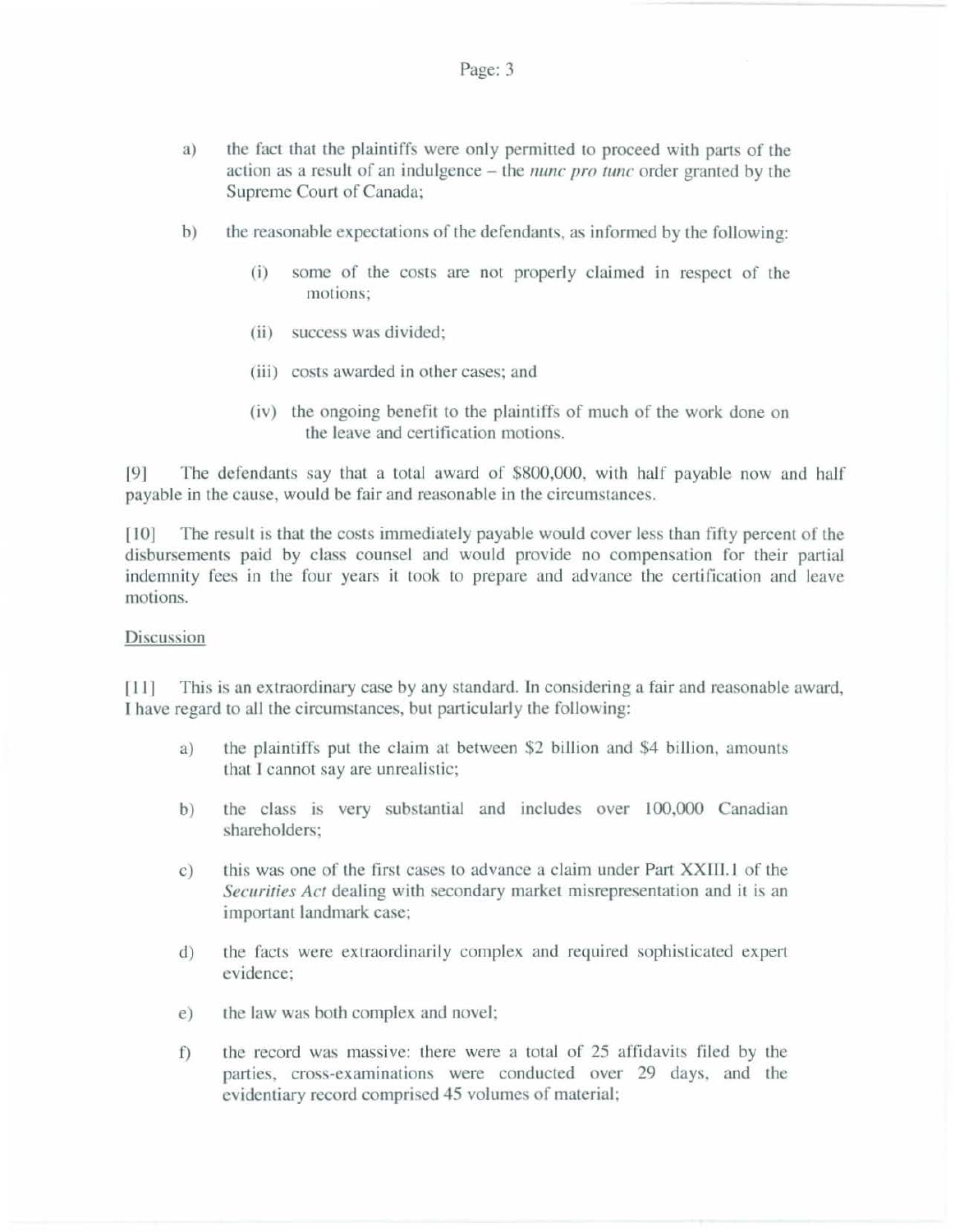a) the fact that the plaintiffs were only permitted to proceed with parts of the action as a result of an indulgence – the *nunc pro tunc* order granted by the Supreme Court of Canada;

b) the reasonable expectations of the defendants, as informed by the following:

   (i) some of the costs are not properly claimed in respect of the motions;

   (ii) success was divided;

   (iii) costs awarded in other cases; and

   (iv) the ongoing benefit to the plaintiffs of much of the work done on the leave and certification motions.

[9] The defendants say that a total award of $800,000, with half payable now and half payable in the cause, would be fair and reasonable in the circumstances.

[10] The result is that the costs immediately payable would cover less than fifty percent of the disbursements paid by class counsel and would provide no compensation for their partial indemnity fees in the four years it took to prepare and advance the certification and leave motions.

<u>Discussion</u>

[11] This is an extraordinary case by any standard. In considering a fair and reasonable award, I have regard to all the circumstances, but particularly the following:

a) the plaintiffs put the claim at between $2 billion and $4 billion, amounts that I cannot say are unrealistic;

b) the class is very substantial and includes over 100,000 Canadian shareholders;

c) this was one of the first cases to advance a claim under Part XXIII.1 of the *Securities Act* dealing with secondary market misrepresentation and it is an important landmark case;

d) the facts were extraordinarily complex and required sophisticated expert evidence;

e) the law was both complex and novel;

f) the record was massive: there were a total of 25 affidavits filed by the parties, cross-examinations were conducted over 29 days, and the evidentiary record comprised 45 volumes of material;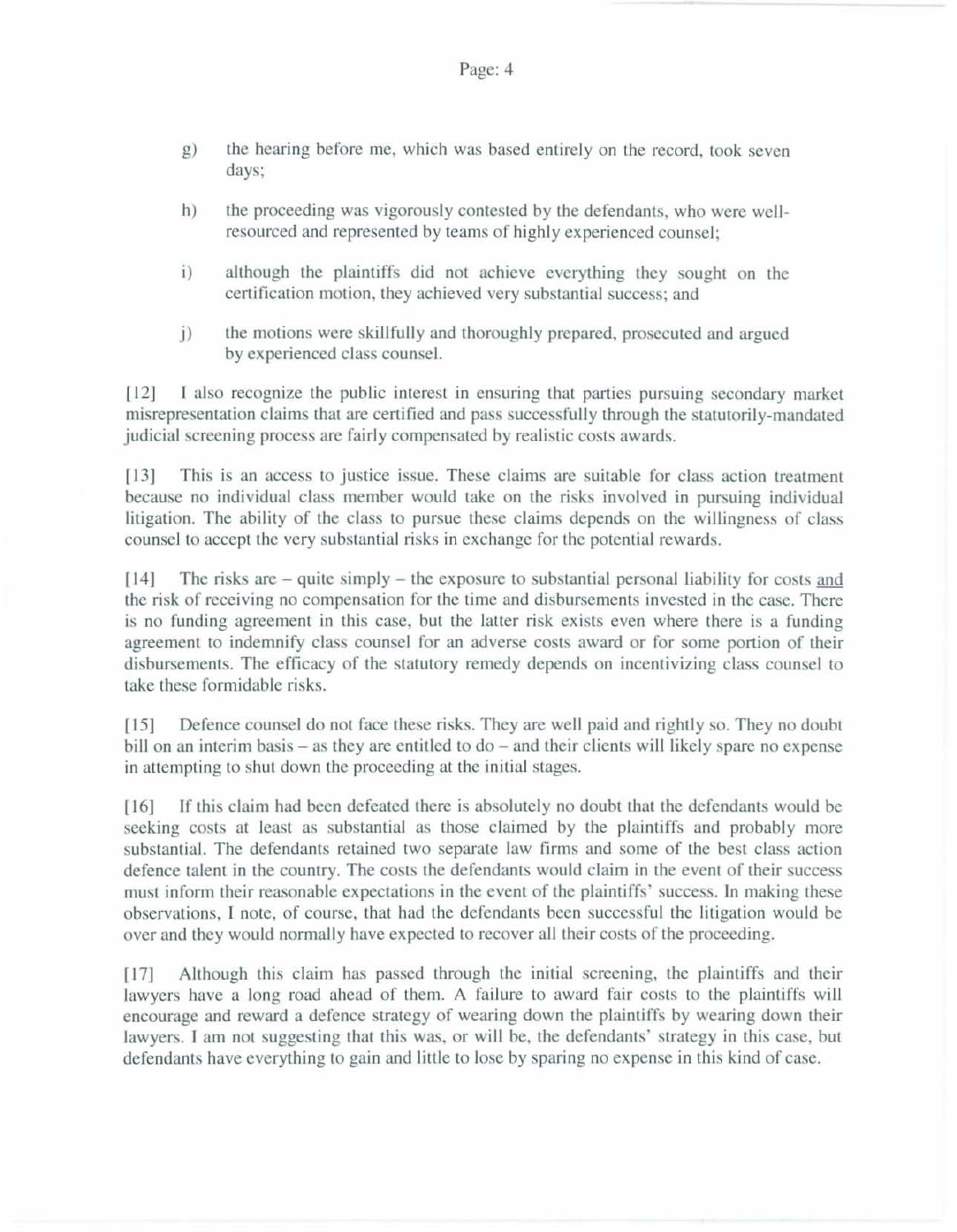g) the hearing before me, which was based entirely on the record, took seven days;

h) the proceeding was vigorously contested by the defendants, who were well-resourced and represented by teams of highly experienced counsel;

i) although the plaintiffs did not achieve everything they sought on the certification motion, they achieved very substantial success; and

j) the motions were skillfully and thoroughly prepared, prosecuted and argued by experienced class counsel.

[12] I also recognize the public interest in ensuring that parties pursuing secondary market misrepresentation claims that are certified and pass successfully through the statutorily-mandated judicial screening process are fairly compensated by realistic costs awards.

[13] This is an access to justice issue. These claims are suitable for class action treatment because no individual class member would take on the risks involved in pursuing individual litigation. The ability of the class to pursue these claims depends on the willingness of class counsel to accept the very substantial risks in exchange for the potential rewards.

[14] The risks are – quite simply – the exposure to substantial personal liability for costs <u>and</u> the risk of receiving no compensation for the time and disbursements invested in the case. There is no funding agreement in this case, but the latter risk exists even where there is a funding agreement to indemnify class counsel for an adverse costs award or for some portion of their disbursements. The efficacy of the statutory remedy depends on incentivizing class counsel to take these formidable risks.

[15] Defence counsel do not face these risks. They are well paid and rightly so. They no doubt bill on an interim basis – as they are entitled to do – and their clients will likely spare no expense in attempting to shut down the proceeding at the initial stages.

[16] If this claim had been defeated there is absolutely no doubt that the defendants would be seeking costs at least as substantial as those claimed by the plaintiffs and probably more substantial. The defendants retained two separate law firms and some of the best class action defence talent in the country. The costs the defendants would claim in the event of their success must inform their reasonable expectations in the event of the plaintiffs' success. In making these observations, I note, of course, that had the defendants been successful the litigation would be over and they would normally have expected to recover all their costs of the proceeding.

[17] Although this claim has passed through the initial screening, the plaintiffs and their lawyers have a long road ahead of them. A failure to award fair costs to the plaintiffs will encourage and reward a defence strategy of wearing down the plaintiffs by wearing down their lawyers. I am not suggesting that this was, or will be, the defendants' strategy in this case, but defendants have everything to gain and little to lose by sparing no expense in this kind of case.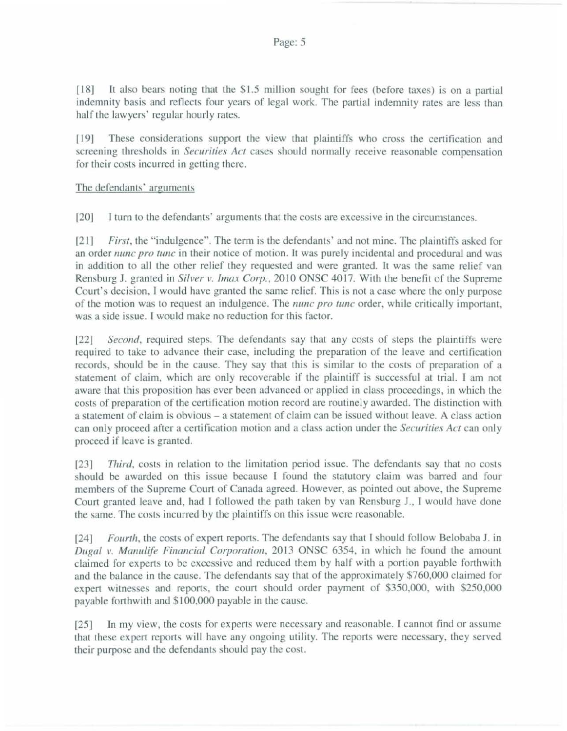[18] It also bears noting that the $1.5 million sought for fees (before taxes) is on a partial indemnity basis and reflects four years of legal work. The partial indemnity rates are less than half the lawyers' regular hourly rates.

[19] These considerations support the view that plaintiffs who cross the certification and screening thresholds in *Securities Act* cases should normally receive reasonable compensation for their costs incurred in getting there.

<u>The defendants' arguments</u>

[20] I turn to the defendants' arguments that the costs are excessive in the circumstances.

[21] *First*, the "indulgence". The term is the defendants' and not mine. The plaintiffs asked for an order *nunc pro tunc* in their notice of motion. It was purely incidental and procedural and was in addition to all the other relief they requested and were granted. It was the same relief van Rensburg J. granted in *Silver v. Imax Corp.*, 2010 ONSC 4017. With the benefit of the Supreme Court's decision, I would have granted the same relief. This is not a case where the only purpose of the motion was to request an indulgence. The *nunc pro tunc* order, while critically important, was a side issue. I would make no reduction for this factor.

[22] *Second*, required steps. The defendants say that any costs of steps the plaintiffs were required to take to advance their case, including the preparation of the leave and certification records, should be in the cause. They say that this is similar to the costs of preparation of a statement of claim, which are only recoverable if the plaintiff is successful at trial. I am not aware that this proposition has ever been advanced or applied in class proceedings, in which the costs of preparation of the certification motion record are routinely awarded. The distinction with a statement of claim is obvious – a statement of claim can be issued without leave. A class action can only proceed after a certification motion and a class action under the *Securities Act* can only proceed if leave is granted.

[23] *Third*, costs in relation to the limitation period issue. The defendants say that no costs should be awarded on this issue because I found the statutory claim was barred and four members of the Supreme Court of Canada agreed. However, as pointed out above, the Supreme Court granted leave and, had I followed the path taken by van Rensburg J., I would have done the same. The costs incurred by the plaintiffs on this issue were reasonable.

[24] *Fourth*, the costs of expert reports. The defendants say that I should follow Belobaba J. in *Dugal v. Manulife Financial Corporation*, 2013 ONSC 6354, in which he found the amount claimed for experts to be excessive and reduced them by half with a portion payable forthwith and the balance in the cause. The defendants say that of the approximately $760,000 claimed for expert witnesses and reports, the court should order payment of $350,000, with $250,000 payable forthwith and $100,000 payable in the cause.

[25] In my view, the costs for experts were necessary and reasonable. I cannot find or assume that these expert reports will have any ongoing utility. The reports were necessary, they served their purpose and the defendants should pay the cost.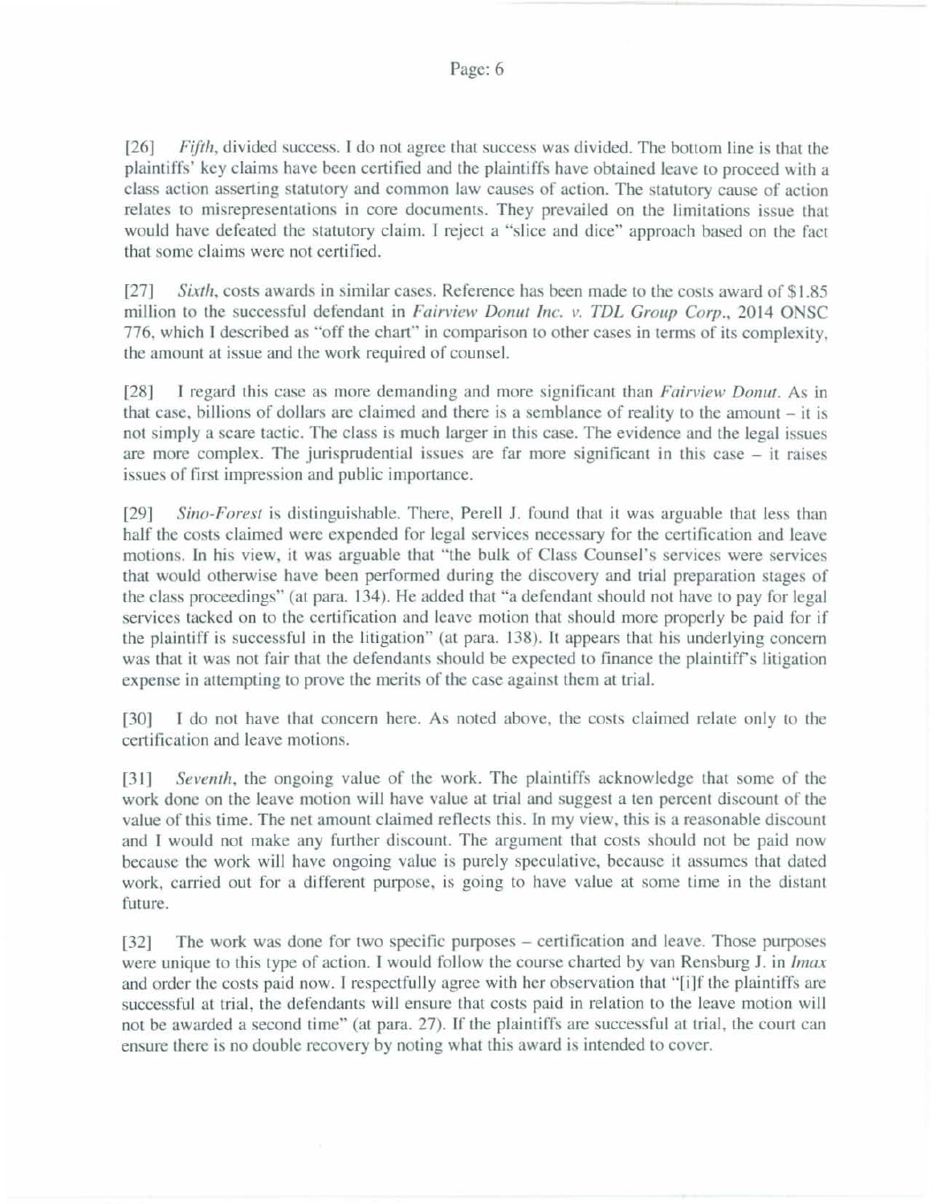[26] *Fifth*, divided success. I do not agree that success was divided. The bottom line is that the plaintiffs' key claims have been certified and the plaintiffs have obtained leave to proceed with a class action asserting statutory and common law causes of action. The statutory cause of action relates to misrepresentations in core documents. They prevailed on the limitations issue that would have defeated the statutory claim. I reject a "slice and dice" approach based on the fact that some claims were not certified.

[27] *Sixth*, costs awards in similar cases. Reference has been made to the costs award of $1.85 million to the successful defendant in *Fairview Donut Inc. v. TDL Group Corp.*, 2014 ONSC 776, which I described as "off the chart" in comparison to other cases in terms of its complexity, the amount at issue and the work required of counsel.

[28] I regard this case as more demanding and more significant than *Fairview Donut*. As in that case, billions of dollars are claimed and there is a semblance of reality to the amount – it is not simply a scare tactic. The class is much larger in this case. The evidence and the legal issues are more complex. The jurisprudential issues are far more significant in this case – it raises issues of first impression and public importance.

[29] *Sino-Forest* is distinguishable. There, Perell J. found that it was arguable that less than half the costs claimed were expended for legal services necessary for the certification and leave motions. In his view, it was arguable that "the bulk of Class Counsel's services were services that would otherwise have been performed during the discovery and trial preparation stages of the class proceedings" (at para. 134). He added that "a defendant should not have to pay for legal services tacked on to the certification and leave motion that should more properly be paid for if the plaintiff is successful in the litigation" (at para. 138). It appears that his underlying concern was that it was not fair that the defendants should be expected to finance the plaintiff's litigation expense in attempting to prove the merits of the case against them at trial.

[30] I do not have that concern here. As noted above, the costs claimed relate only to the certification and leave motions.

[31] *Seventh*, the ongoing value of the work. The plaintiffs acknowledge that some of the work done on the leave motion will have value at trial and suggest a ten percent discount of the value of this time. The net amount claimed reflects this. In my view, this is a reasonable discount and I would not make any further discount. The argument that costs should not be paid now because the work will have ongoing value is purely speculative, because it assumes that dated work, carried out for a different purpose, is going to have value at some time in the distant future.

[32] The work was done for two specific purposes – certification and leave. Those purposes were unique to this type of action. I would follow the course charted by van Rensburg J. in *Imax* and order the costs paid now. I respectfully agree with her observation that "[i]f the plaintiffs are successful at trial, the defendants will ensure that costs paid in relation to the leave motion will not be awarded a second time" (at para. 27). If the plaintiffs are successful at trial, the court can ensure there is no double recovery by noting what this award is intended to cover.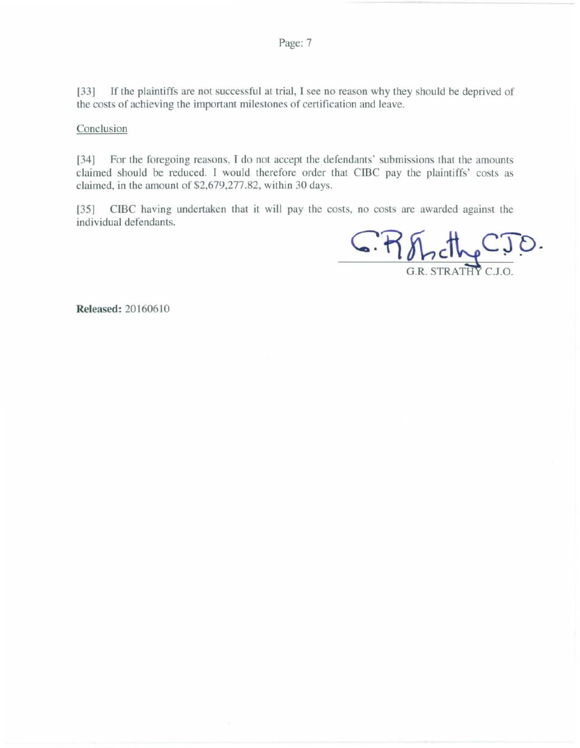[33] If the plaintiffs are not successful at trial, I see no reason why they should be deprived of the costs of achieving the important milestones of certification and leave.

Conclusion

[34] For the foregoing reasons, I do not accept the defendants' submissions that the amounts claimed should be reduced. I would therefore order that CIBC pay the plaintiffs' costs as claimed, in the amount of $2,679,277.82, within 30 days.

[35] CIBC having undertaken that it will pay the costs, no costs are awarded against the individual defendants.

G.R. Strathy C.J.O.

G.R. STRATHY C.J.O.

**Released:** 20160610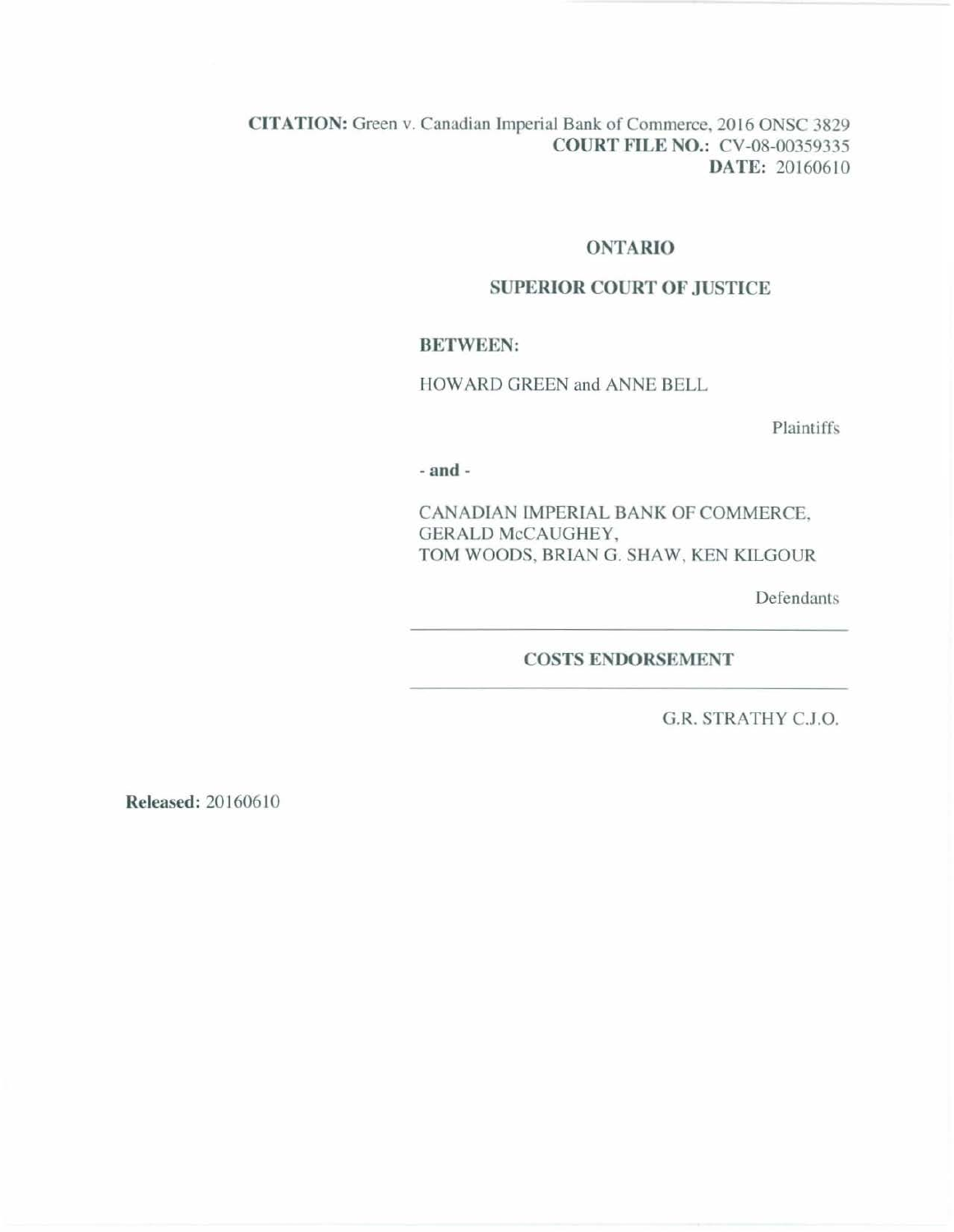**CITATION:** Green v. Canadian Imperial Bank of Commerce, 2016 ONSC 3829
**COURT FILE NO.:** CV-08-00359335
**DATE:** 20160610

**ONTARIO**

**SUPERIOR COURT OF JUSTICE**

**BETWEEN:**

HOWARD GREEN and ANNE BELL

Plaintiffs

**- and -**

CANADIAN IMPERIAL BANK OF COMMERCE, GERALD McCAUGHEY, TOM WOODS, BRIAN G. SHAW, KEN KILGOUR

Defendants

---

**COSTS ENDORSEMENT**

---

G.R. STRATHY C.J.O.

**Released:** 20160610